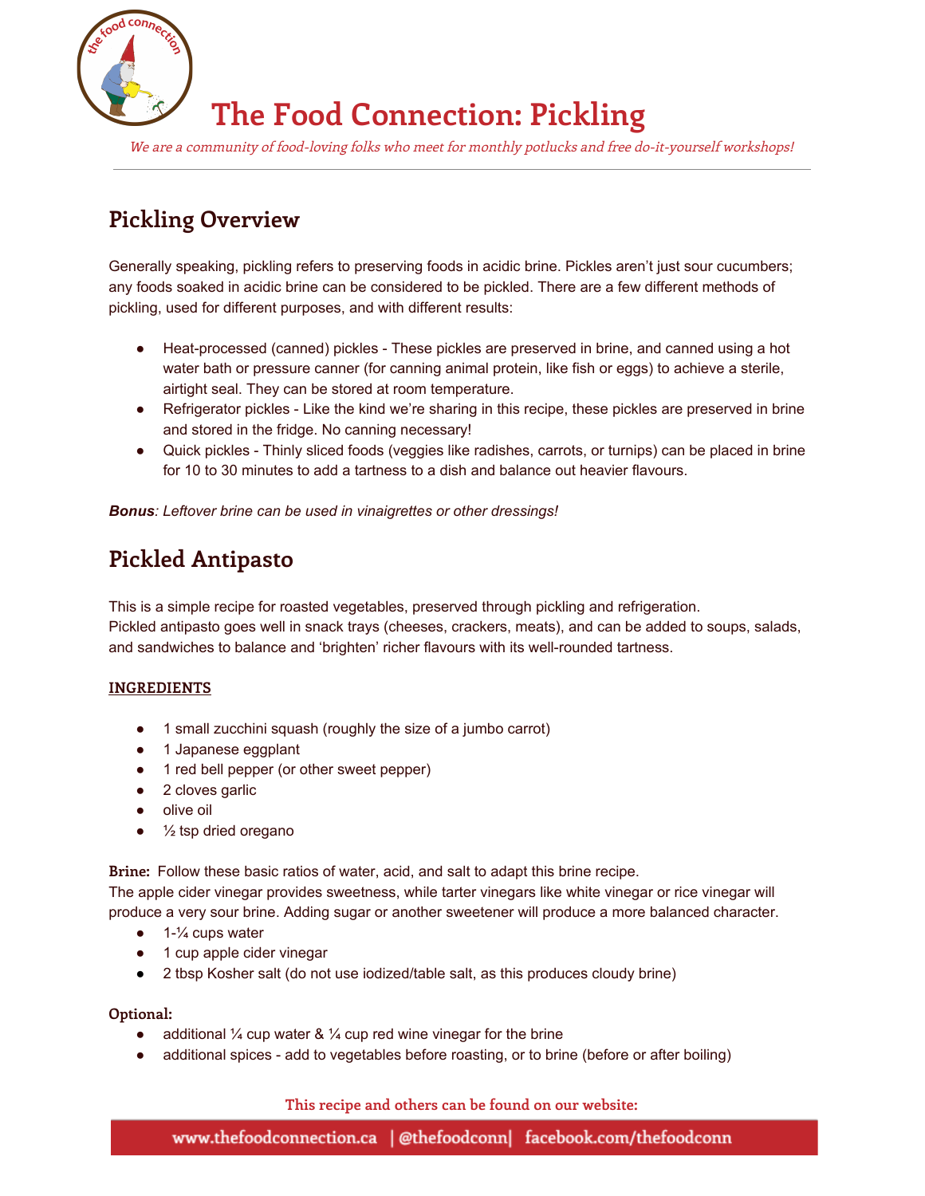# The Food Connection: Pickling

*We are a community of food-loving folks who meet for monthly potlucks and free do-it-yourself workshops!*

## Pickling Overview

Generally speaking, pickling refers to preserving foods in acidic brine. Pickles aren't just sour cucumbers; any foods soaked in acidic brine can be considered to be pickled. There are a few different methods of pickling, used for different purposes, and with different results:

- Heat-processed (canned) pickles - These pickles are preserved in brine, and canned using a hot water bath or pressure canner (for canning animal protein, like fish or eggs) to achieve a sterile, airtight seal. They can be stored at room temperature.
- Refrigerator pickles - Like the kind we're sharing in this recipe, these pickles are preserved in brine and stored in the fridge. No canning necessary!
- Quick pickles - Thinly sliced foods (veggies like radishes, carrots, or turnips) can be placed in brine for 10 to 30 minutes to add a tartness to a dish and balance out heavier flavours.

***Bonus**: Leftover brine can be used in vinaigrettes or other dressings!*

## Pickled Antipasto

This is a simple recipe for roasted vegetables, preserved through pickling and refrigeration.
Pickled antipasto goes well in snack trays (cheeses, crackers, meats), and can be added to soups, salads, and sandwiches to balance and 'brighten' richer flavours with its well-rounded tartness.

**INGREDIENTS**

- 1 small zucchini squash (roughly the size of a jumbo carrot)
- 1 Japanese eggplant
- 1 red bell pepper (or other sweet pepper)
- 2 cloves garlic
- olive oil
- ½ tsp dried oregano

**Brine:** Follow these basic ratios of water, acid, and salt to adapt this brine recipe.
The apple cider vinegar provides sweetness, while tarter vinegars like white vinegar or rice vinegar will produce a very sour brine. Adding sugar or another sweetener will produce a more balanced character.

- 1-¼ cups water
- 1 cup apple cider vinegar
- 2 tbsp Kosher salt (do not use iodized/table salt, as this produces cloudy brine)

**Optional:**

- additional ¼ cup water & ¼ cup red wine vinegar for the brine
- additional spices - add to vegetables before roasting, or to brine (before or after boiling)

**This recipe and others can be found on our website:**

www.thefoodconnection.ca | @thefoodconn | facebook.com/thefoodconn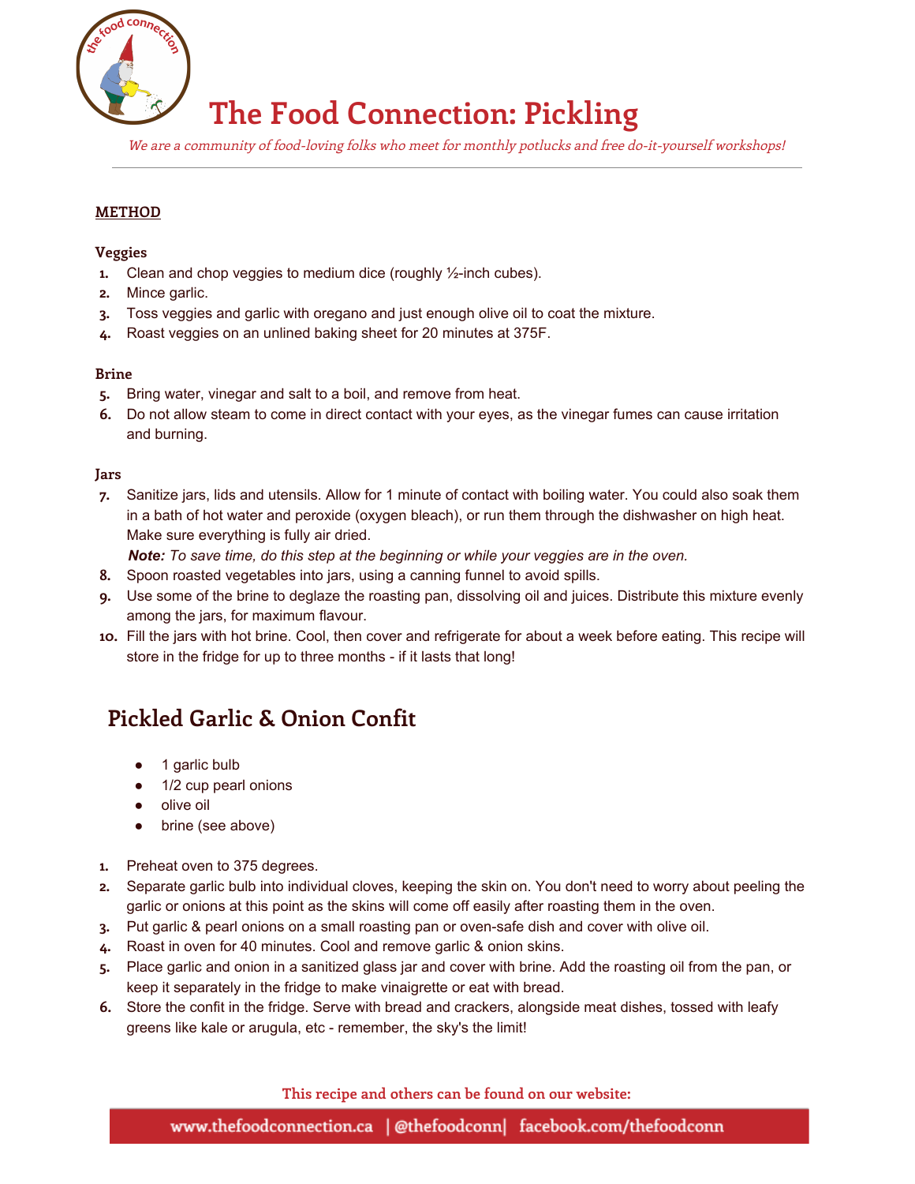# The Food Connection: Pickling

*We are a community of food-loving folks who meet for monthly potlucks and free do-it-yourself workshops!*

---

**METHOD**

**Veggies**

1. Clean and chop veggies to medium dice (roughly ½-inch cubes).
2. Mince garlic.
3. Toss veggies and garlic with oregano and just enough olive oil to coat the mixture.
4. Roast veggies on an unlined baking sheet for 20 minutes at 375F.

**Brine**

5. Bring water, vinegar and salt to a boil, and remove from heat.
6. Do not allow steam to come in direct contact with your eyes, as the vinegar fumes can cause irritation and burning.

**Jars**

7. Sanitize jars, lids and utensils. Allow for 1 minute of contact with boiling water. You could also soak them in a bath of hot water and peroxide (oxygen bleach), or run them through the dishwasher on high heat. Make sure everything is fully air dried.
   ***Note:*** *To save time, do this step at the beginning or while your veggies are in the oven.*
8. Spoon roasted vegetables into jars, using a canning funnel to avoid spills.
9. Use some of the brine to deglaze the roasting pan, dissolving oil and juices. Distribute this mixture evenly among the jars, for maximum flavour.
10. Fill the jars with hot brine. Cool, then cover and refrigerate for about a week before eating. This recipe will store in the fridge for up to three months - if it lasts that long!

## Pickled Garlic & Onion Confit

- 1 garlic bulb
- 1/2 cup pearl onions
- olive oil
- brine (see above)

1. Preheat oven to 375 degrees.
2. Separate garlic bulb into individual cloves, keeping the skin on. You don't need to worry about peeling the garlic or onions at this point as the skins will come off easily after roasting them in the oven.
3. Put garlic & pearl onions on a small roasting pan or oven-safe dish and cover with olive oil.
4. Roast in oven for 40 minutes. Cool and remove garlic & onion skins.
5. Place garlic and onion in a sanitized glass jar and cover with brine. Add the roasting oil from the pan, or keep it separately in the fridge to make vinaigrette or eat with bread.
6. Store the confit in the fridge. Serve with bread and crackers, alongside meat dishes, tossed with leafy greens like kale or arugula, etc - remember, the sky's the limit!

**This recipe and others can be found on our website:**

www.thefoodconnection.ca | @thefoodconn | facebook.com/thefoodconn